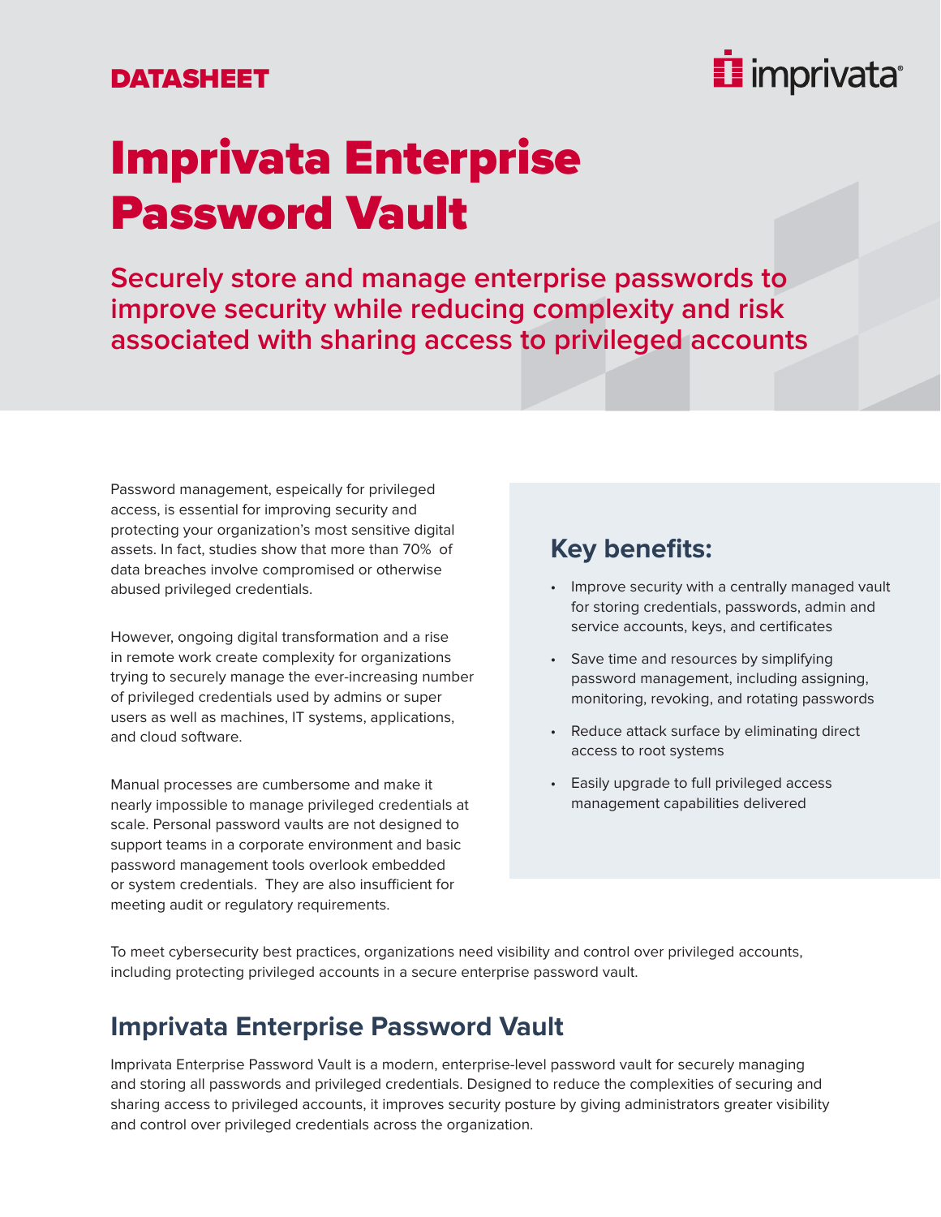DATASHEET

# Imprivata Enterprise Password Vault

## Securely store and manage enterprise passwords to improve security while reducing complexity and risk associated with sharing access to privileged accounts

Password management, espeically for privileged access, is essential for improving security and protecting your organization's most sensitive digital assets. In fact, studies show that more than 70% of data breaches involve compromised or otherwise abused privileged credentials.

However, ongoing digital transformation and a rise in remote work create complexity for organizations trying to securely manage the ever-increasing number of privileged credentials used by admins or super users as well as machines, IT systems, applications, and cloud software.

Manual processes are cumbersome and make it nearly impossible to manage privileged credentials at scale. Personal password vaults are not designed to support teams in a corporate environment and basic password management tools overlook embedded or system credentials. They are also insufficient for meeting audit or regulatory requirements.

### Key benefits:

- Improve security with a centrally managed vault for storing credentials, passwords, admin and service accounts, keys, and certificates
- Save time and resources by simplifying password management, including assigning, monitoring, revoking, and rotating passwords
- Reduce attack surface by eliminating direct access to root systems
- Easily upgrade to full privileged access management capabilities delivered

To meet cybersecurity best practices, organizations need visibility and control over privileged accounts, including protecting privileged accounts in a secure enterprise password vault.

## Imprivata Enterprise Password Vault

Imprivata Enterprise Password Vault is a modern, enterprise-level password vault for securely managing and storing all passwords and privileged credentials. Designed to reduce the complexities of securing and sharing access to privileged accounts, it improves security posture by giving administrators greater visibility and control over privileged credentials across the organization.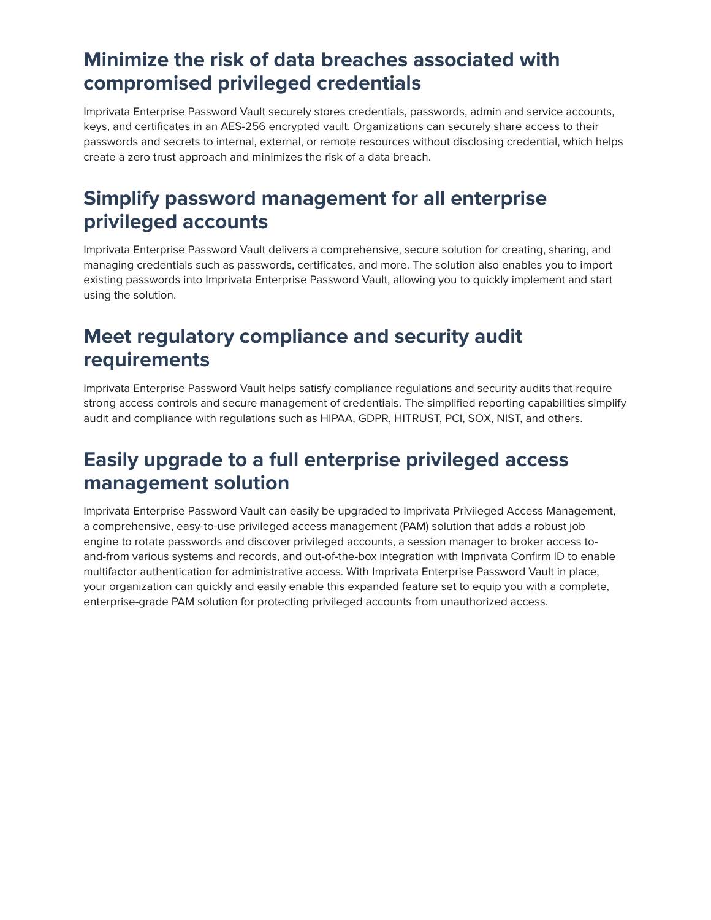## Minimize the risk of data breaches associated with compromised privileged credentials

Imprivata Enterprise Password Vault securely stores credentials, passwords, admin and service accounts, keys, and certificates in an AES-256 encrypted vault. Organizations can securely share access to their passwords and secrets to internal, external, or remote resources without disclosing credential, which helps create a zero trust approach and minimizes the risk of a data breach.

## Simplify password management for all enterprise privileged accounts

Imprivata Enterprise Password Vault delivers a comprehensive, secure solution for creating, sharing, and managing credentials such as passwords, certificates, and more. The solution also enables you to import existing passwords into Imprivata Enterprise Password Vault, allowing you to quickly implement and start using the solution.

## Meet regulatory compliance and security audit requirements

Imprivata Enterprise Password Vault helps satisfy compliance regulations and security audits that require strong access controls and secure management of credentials. The simplified reporting capabilities simplify audit and compliance with regulations such as HIPAA, GDPR, HITRUST, PCI, SOX, NIST, and others.

## Easily upgrade to a full enterprise privileged access management solution

Imprivata Enterprise Password Vault can easily be upgraded to Imprivata Privileged Access Management, a comprehensive, easy-to-use privileged access management (PAM) solution that adds a robust job engine to rotate passwords and discover privileged accounts, a session manager to broker access to-and-from various systems and records, and out-of-the-box integration with Imprivata Confirm ID to enable multifactor authentication for administrative access. With Imprivata Enterprise Password Vault in place, your organization can quickly and easily enable this expanded feature set to equip you with a complete, enterprise-grade PAM solution for protecting privileged accounts from unauthorized access.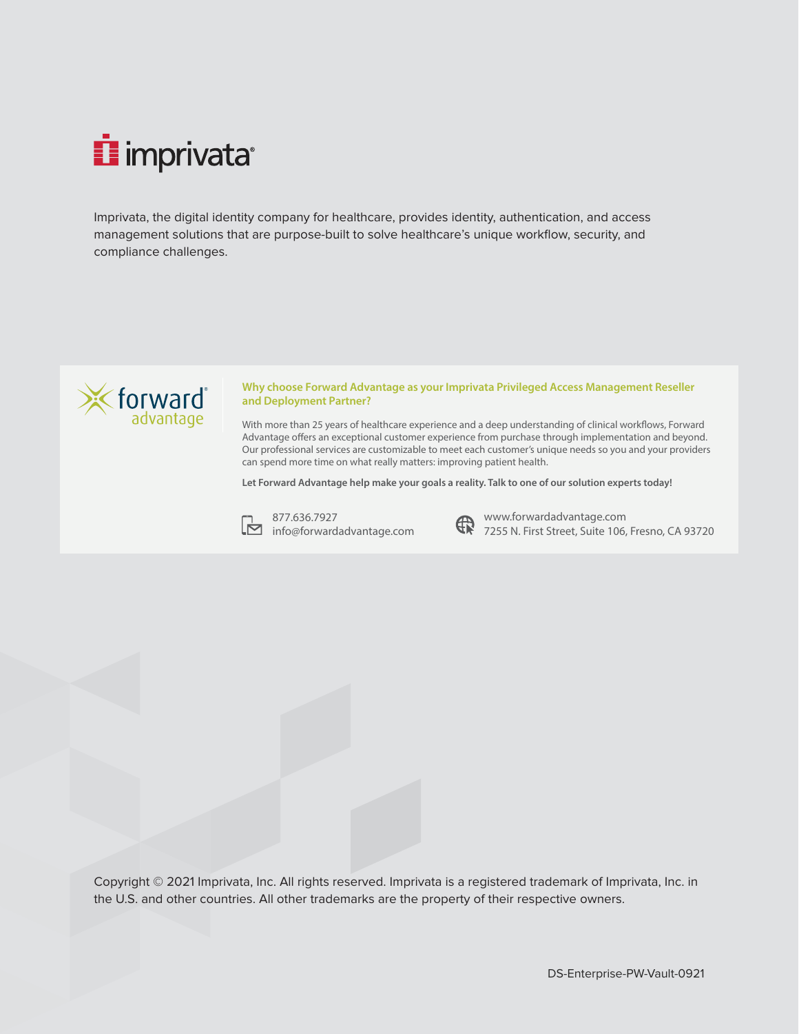Imprivata, the digital identity company for healthcare, provides identity, authentication, and access management solutions that are purpose-built to solve healthcare's unique workflow, security, and compliance challenges.

### Why choose Forward Advantage as your Imprivata Privileged Access Management Reseller and Deployment Partner?

With more than 25 years of healthcare experience and a deep understanding of clinical workflows, Forward Advantage offers an exceptional customer experience from purchase through implementation and beyond. Our professional services are customizable to meet each customer's unique needs so you and your providers can spend more time on what really matters: improving patient health.

**Let Forward Advantage help make your goals a reality. Talk to one of our solution experts today!**

877.636.7927
info@forwardadvantage.com

www.forwardadvantage.com
7255 N. First Street, Suite 106, Fresno, CA 93720

Copyright © 2021 Imprivata, Inc. All rights reserved. Imprivata is a registered trademark of Imprivata, Inc. in the U.S. and other countries. All other trademarks are the property of their respective owners.

DS-Enterprise-PW-Vault-0921